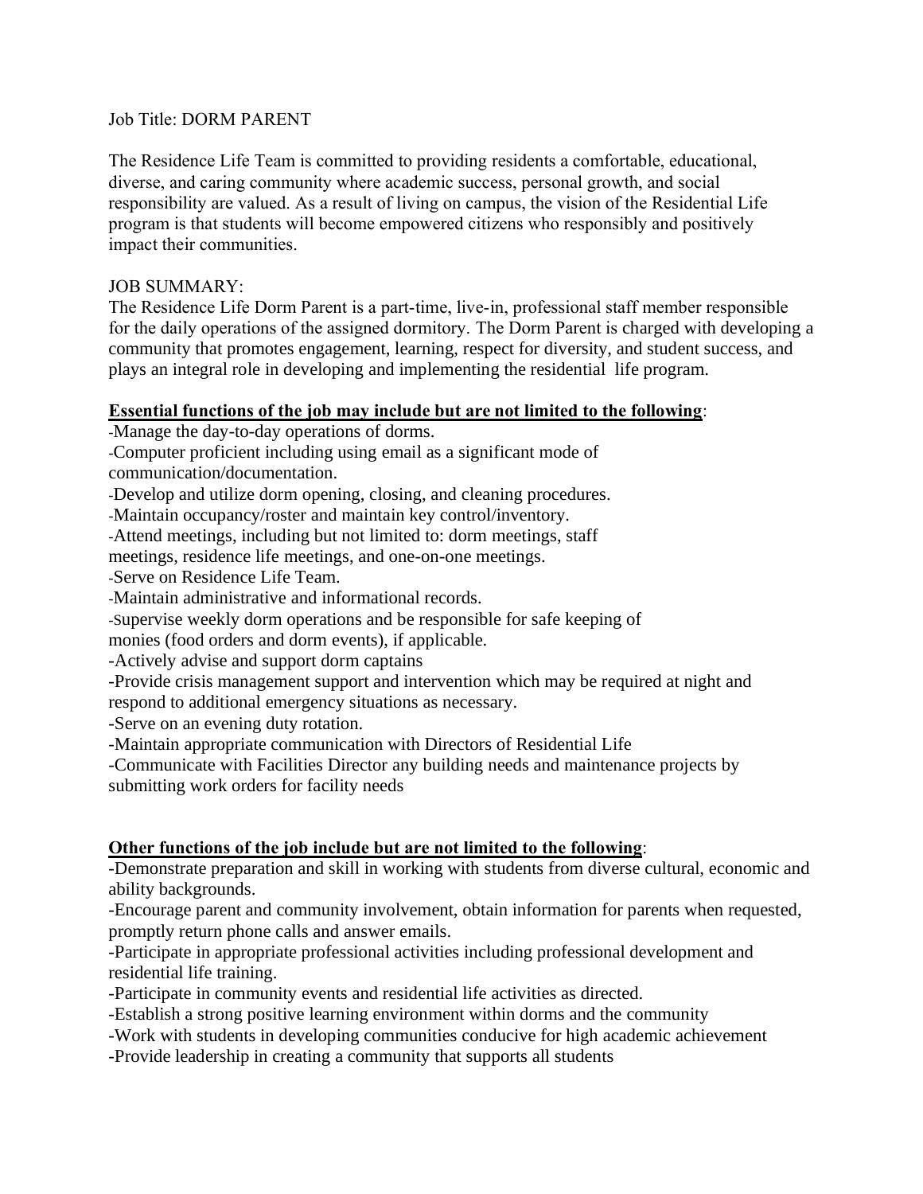Job Title: DORM PARENT

The Residence Life Team is committed to providing residents a comfortable, educational, diverse, and caring community where academic success, personal growth, and social responsibility are valued. As a result of living on campus, the vision of the Residential Life program is that students will become empowered citizens who responsibly and positively impact their communities.

JOB SUMMARY:

The Residence Life Dorm Parent is a part-time, live-in, professional staff member responsible for the daily operations of the assigned dormitory. The Dorm Parent is charged with developing a community that promotes engagement, learning, respect for diversity, and student success, and plays an integral role in developing and implementing the residential life program.

**Essential functions of the job may include but are not limited to the following**:

-Manage the day-to-day operations of dorms.
-Computer proficient including using email as a significant mode of communication/documentation.
-Develop and utilize dorm opening, closing, and cleaning procedures.
-Maintain occupancy/roster and maintain key control/inventory.
-Attend meetings, including but not limited to: dorm meetings, staff meetings, residence life meetings, and one-on-one meetings.
-Serve on Residence Life Team.
-Maintain administrative and informational records.
-Supervise weekly dorm operations and be responsible for safe keeping of monies (food orders and dorm events), if applicable.
-Actively advise and support dorm captains
-Provide crisis management support and intervention which may be required at night and respond to additional emergency situations as necessary.
-Serve on an evening duty rotation.
-Maintain appropriate communication with Directors of Residential Life
-Communicate with Facilities Director any building needs and maintenance projects by submitting work orders for facility needs

**Other functions of the job include but are not limited to the following**:

-Demonstrate preparation and skill in working with students from diverse cultural, economic and ability backgrounds.
-Encourage parent and community involvement, obtain information for parents when requested, promptly return phone calls and answer emails.
-Participate in appropriate professional activities including professional development and residential life training.
-Participate in community events and residential life activities as directed.
-Establish a strong positive learning environment within dorms and the community
-Work with students in developing communities conducive for high academic achievement
-Provide leadership in creating a community that supports all students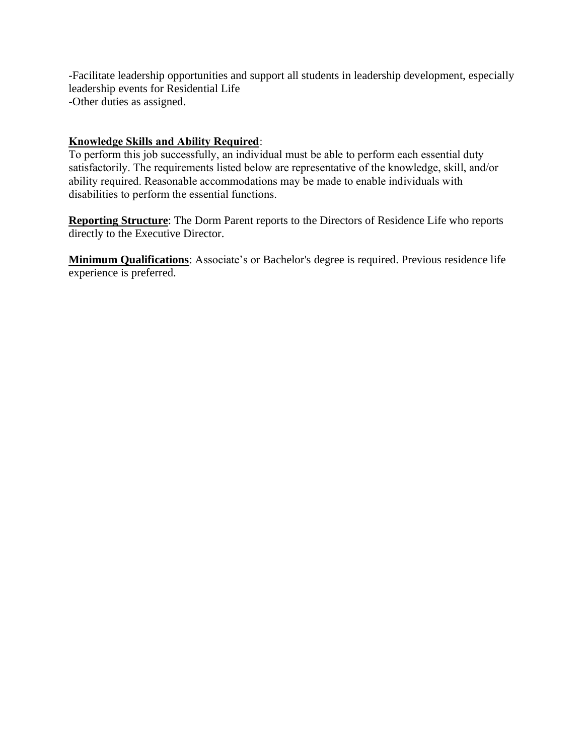-Facilitate leadership opportunities and support all students in leadership development, especially leadership events for Residential Life
-Other duties as assigned.

**Knowledge Skills and Ability Required**:
To perform this job successfully, an individual must be able to perform each essential duty satisfactorily. The requirements listed below are representative of the knowledge, skill, and/or ability required. Reasonable accommodations may be made to enable individuals with disabilities to perform the essential functions.

**Reporting Structure**: The Dorm Parent reports to the Directors of Residence Life who reports directly to the Executive Director.

**Minimum Qualifications**: Associate's or Bachelor's degree is required. Previous residence life experience is preferred.